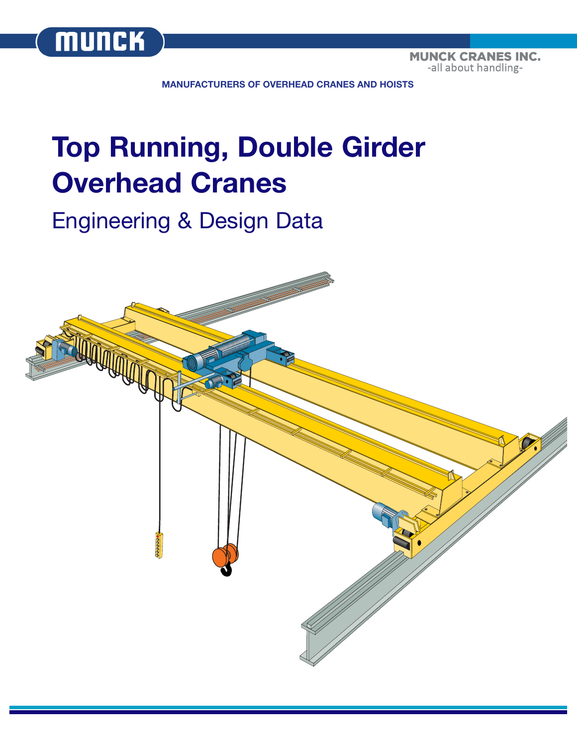MUNCK CRANES INC.
-all about handling-

MANUFACTURERS OF OVERHEAD CRANES AND HOISTS

# Top Running, Double Girder Overhead Cranes

## Engineering & Design Data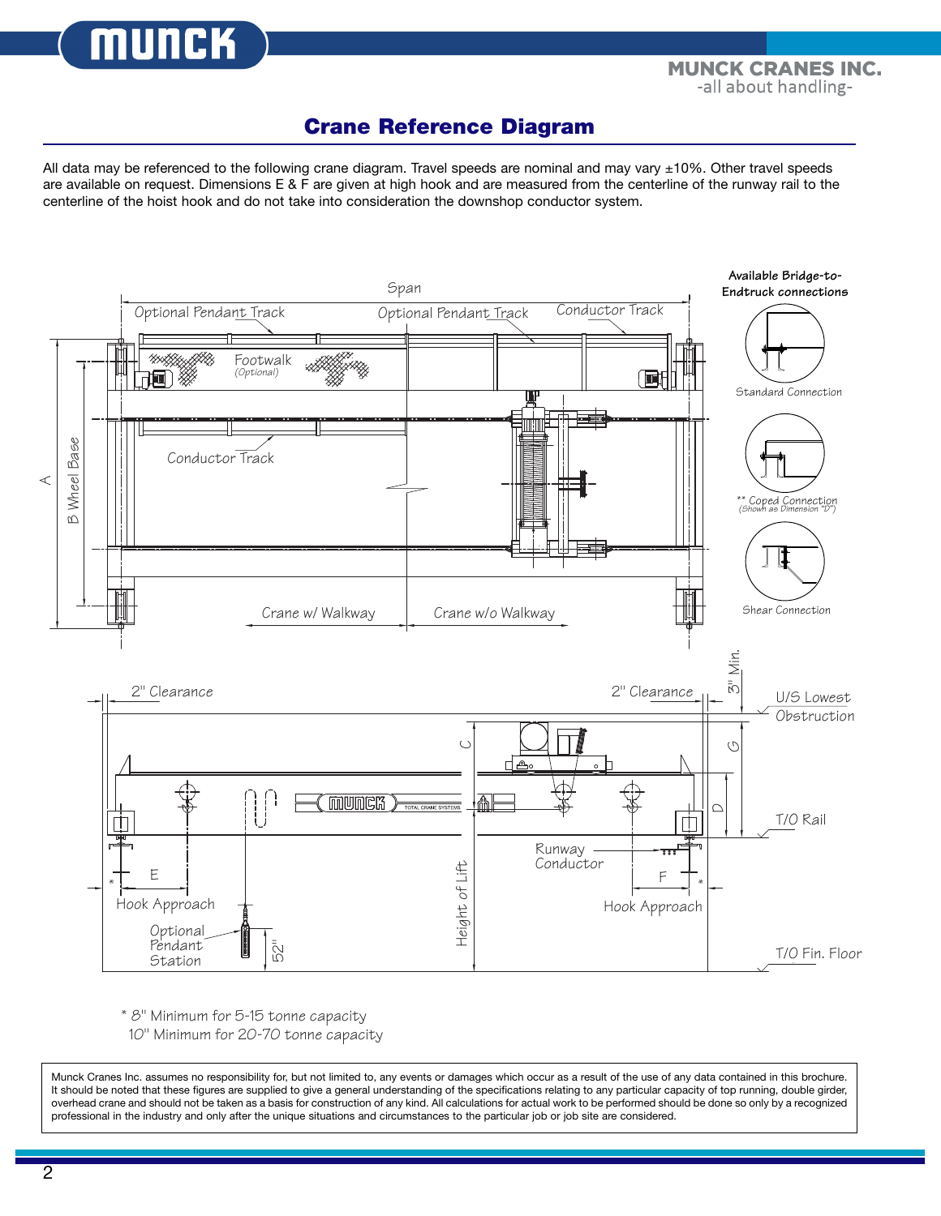# Crane Reference Diagram

All data may be referenced to the following crane diagram. Travel speeds are nominal and may vary ±10%. Other travel speeds are available on request. Dimensions E & F are given at high hook and are measured from the centerline of the runway rail to the centerline of the hoist hook and do not take into consideration the downshop conductor system.

Span

Optional Pendant Track

Optional Pendant Track

Conductor Track

Footwalk (Optional)

Conductor Track

A

B Wheel Base

Crane w/ Walkway

Crane w/o Walkway

**Available Bridge-to-Endtruck connections**

Standard Connection

** Coped Connection (Shown as Dimension "D")

Shear Connection

2" Clearance

2" Clearance

3" Min.

U/S Lowest Obstruction

C

G

D

T/O Rail

E

Hook Approach

Runway Conductor

F

Hook Approach

Height of Lift

Optional Pendant Station

52"

T/O Fin. Floor

\* 8" Minimum for 5-15 tonne capacity
10" Minimum for 20-70 tonne capacity

Munck Cranes Inc. assumes no responsibility for, but not limited to, any events or damages which occur as a result of the use of any data contained in this brochure. It should be noted that these figures are supplied to give a general understanding of the specifications relating to any particular capacity of top running, double girder, overhead crane and should not be taken as a basis for construction of any kind. All calculations for actual work to be performed should be done so only by a recognized professional in the industry and only after the unique situations and circumstances to the particular job or job site are considered.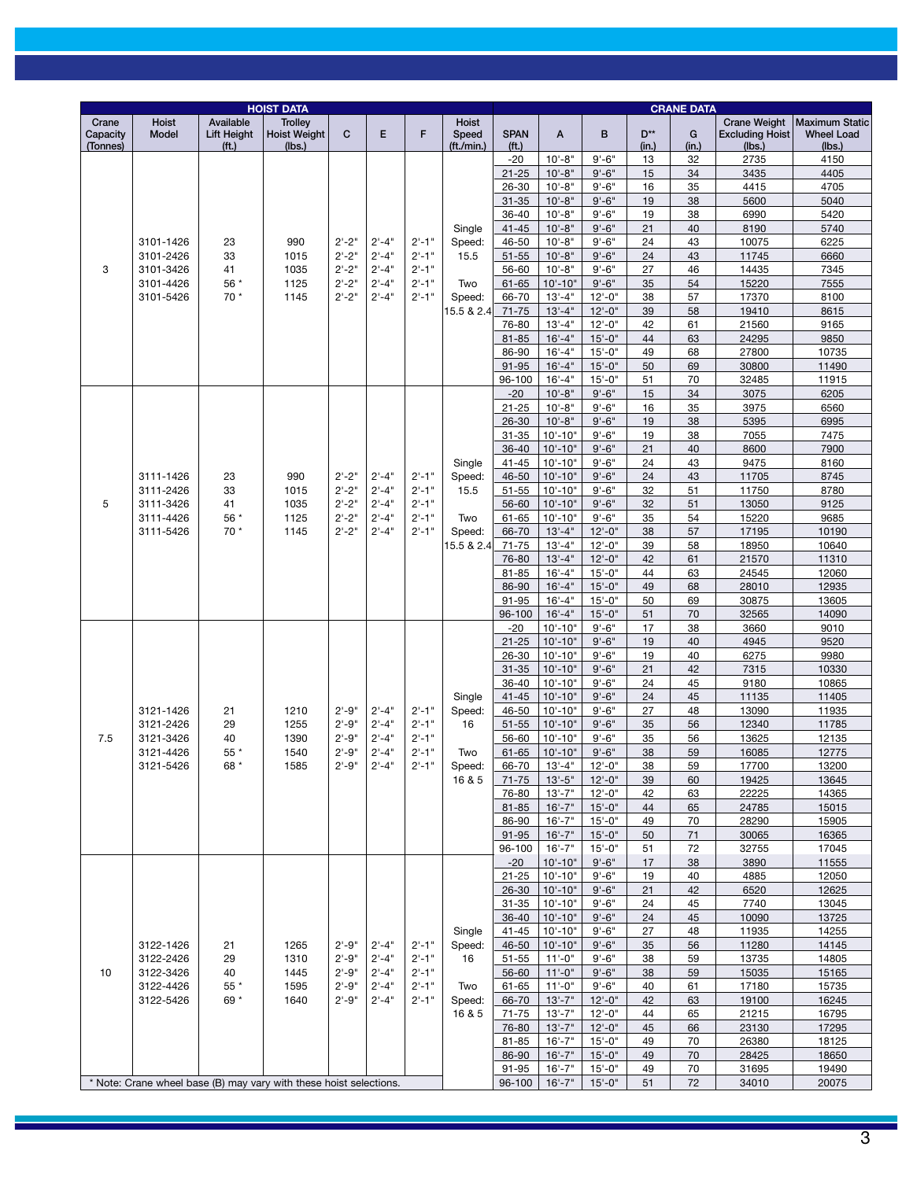| HOIST DATA | | | | | | | | CRANE DATA | | | | | | |
|---|---|---|---|---|---|---|---|---|---|---|---|---|---|---|
| Crane Capacity (Tonnes) | Hoist Model | Available Lift Height (ft.) | Trolley Hoist Weight (lbs.) | C | E | F | Hoist Speed (ft./min.) | SPAN (ft.) | A | B | D** (in.) | G (in.) | Crane Weight Excluding Hoist (lbs.) | Maximum Static Wheel Load (lbs.) |
| 3 | 3101-1426<br>3101-2426<br>3101-3426<br>3101-4426<br>3101-5426 | 23<br>33<br>41<br>56 *<br>70 * | 990<br>1015<br>1035<br>1125<br>1145 | 2'-2"<br>2'-2"<br>2'-2"<br>2'-2"<br>2'-2" | 2'-4"<br>2'-4"<br>2'-4"<br>2'-4"<br>2'-4" | 2'-1"<br>2'-1"<br>2'-1"<br>2'-1"<br>2'-1" | Single Speed: 15.5<br>Two Speed: 15.5 & 2.4 | -20 | 10'-8" | 9'-6" | 13 | 32 | 2735 | 4150 |
| | | | | | | | | 21-25 | 10'-8" | 9'-6" | 15 | 34 | 3435 | 4405 |
| | | | | | | | | 26-30 | 10'-8" | 9'-6" | 16 | 35 | 4415 | 4705 |
| | | | | | | | | 31-35 | 10'-8" | 9'-6" | 19 | 38 | 5600 | 5040 |
| | | | | | | | | 36-40 | 10'-8" | 9'-6" | 19 | 38 | 6990 | 5420 |
| | | | | | | | | 41-45 | 10'-8" | 9'-6" | 21 | 40 | 8190 | 5740 |
| | | | | | | | | 46-50 | 10'-8" | 9'-6" | 24 | 43 | 10075 | 6225 |
| | | | | | | | | 51-55 | 10'-8" | 9'-6" | 24 | 43 | 11745 | 6660 |
| | | | | | | | | 56-60 | 10'-8" | 9'-6" | 27 | 46 | 14435 | 7345 |
| | | | | | | | | 61-65 | 10'-10" | 9'-6" | 35 | 54 | 15220 | 7555 |
| | | | | | | | | 66-70 | 13'-4" | 12'-0" | 38 | 57 | 17370 | 8100 |
| | | | | | | | | 71-75 | 13'-4" | 12'-0" | 39 | 58 | 19410 | 8615 |
| | | | | | | | | 76-80 | 13'-4" | 12'-0" | 42 | 61 | 21560 | 9165 |
| | | | | | | | | 81-85 | 16'-4" | 15'-0" | 44 | 63 | 24295 | 9850 |
| | | | | | | | | 86-90 | 16'-4" | 15'-0" | 49 | 68 | 27800 | 10735 |
| | | | | | | | | 91-95 | 16'-4" | 15'-0" | 50 | 69 | 30800 | 11490 |
| | | | | | | | | 96-100 | 16'-4" | 15'-0" | 51 | 70 | 32485 | 11915 |
| 5 | 3111-1426<br>3111-2426<br>3111-3426<br>3111-4426<br>3111-5426 | 23<br>33<br>41<br>56 *<br>70 * | 990<br>1015<br>1035<br>1125<br>1145 | 2'-2"<br>2'-2"<br>2'-2"<br>2'-2"<br>2'-2" | 2'-4"<br>2'-4"<br>2'-4"<br>2'-4"<br>2'-4" | 2'-1"<br>2'-1"<br>2'-1"<br>2'-1"<br>2'-1" | Single Speed: 15.5<br>Two Speed: 15.5 & 2.4 | -20 | 10'-8" | 9'-6" | 15 | 34 | 3075 | 6205 |
| | | | | | | | | 21-25 | 10'-8" | 9'-6" | 16 | 35 | 3975 | 6560 |
| | | | | | | | | 26-30 | 10'-8" | 9'-6" | 19 | 38 | 5395 | 6995 |
| | | | | | | | | 31-35 | 10'-10" | 9'-6" | 19 | 38 | 7055 | 7475 |
| | | | | | | | | 36-40 | 10'-10" | 9'-6" | 21 | 40 | 8600 | 7900 |
| | | | | | | | | 41-45 | 10'-10" | 9'-6" | 24 | 43 | 9475 | 8160 |
| | | | | | | | | 46-50 | 10'-10" | 9'-6" | 24 | 43 | 11705 | 8745 |
| | | | | | | | | 51-55 | 10'-10" | 9'-6" | 32 | 51 | 11750 | 8780 |
| | | | | | | | | 56-60 | 10'-10" | 9'-6" | 32 | 51 | 13050 | 9125 |
| | | | | | | | | 61-65 | 10'-10" | 9'-6" | 35 | 54 | 15220 | 9685 |
| | | | | | | | | 66-70 | 13'-4" | 12'-0" | 38 | 57 | 17195 | 10190 |
| | | | | | | | | 71-75 | 13'-4" | 12'-0" | 39 | 58 | 18950 | 10640 |
| | | | | | | | | 76-80 | 13'-4" | 12'-0" | 42 | 61 | 21570 | 11310 |
| | | | | | | | | 81-85 | 16'-4" | 15'-0" | 44 | 63 | 24545 | 12060 |
| | | | | | | | | 86-90 | 16'-4" | 15'-0" | 49 | 68 | 28010 | 12935 |
| | | | | | | | | 91-95 | 16'-4" | 15'-0" | 50 | 69 | 30875 | 13605 |
| | | | | | | | | 96-100 | 16'-4" | 15'-0" | 51 | 70 | 32565 | 14090 |
| 7.5 | 3121-1426<br>3121-2426<br>3121-3426<br>3121-4426<br>3121-5426 | 21<br>29<br>40<br>55 *<br>68 * | 1210<br>1255<br>1390<br>1540<br>1585 | 2'-9"<br>2'-9"<br>2'-9"<br>2'-9"<br>2'-9" | 2'-4"<br>2'-4"<br>2'-4"<br>2'-4"<br>2'-4" | 2'-1"<br>2'-1"<br>2'-1"<br>2'-1"<br>2'-1" | Single Speed: 16<br>Two Speed: 16 & 5 | -20 | 10'-10" | 9'-6" | 17 | 38 | 3660 | 9010 |
| | | | | | | | | 21-25 | 10'-10" | 9'-6" | 19 | 40 | 4945 | 9520 |
| | | | | | | | | 26-30 | 10'-10" | 9'-6" | 19 | 40 | 6275 | 9980 |
| | | | | | | | | 31-35 | 10'-10" | 9'-6" | 21 | 42 | 7315 | 10330 |
| | | | | | | | | 36-40 | 10'-10" | 9'-6" | 24 | 45 | 9180 | 10865 |
| | | | | | | | | 41-45 | 10'-10" | 9'-6" | 24 | 45 | 11135 | 11405 |
| | | | | | | | | 46-50 | 10'-10" | 9'-6" | 27 | 48 | 13090 | 11935 |
| | | | | | | | | 51-55 | 10'-10" | 9'-6" | 35 | 56 | 12340 | 11785 |
| | | | | | | | | 56-60 | 10'-10" | 9'-6" | 35 | 56 | 13625 | 12135 |
| | | | | | | | | 61-65 | 10'-10" | 9'-6" | 38 | 59 | 16085 | 12775 |
| | | | | | | | | 66-70 | 13'-4" | 12'-0" | 38 | 59 | 17700 | 13200 |
| | | | | | | | | 71-75 | 13'-5" | 12'-0" | 39 | 60 | 19425 | 13645 |
| | | | | | | | | 76-80 | 13'-7" | 12'-0" | 42 | 63 | 22225 | 14365 |
| | | | | | | | | 81-85 | 16'-7" | 15'-0" | 44 | 65 | 24785 | 15015 |
| | | | | | | | | 86-90 | 16'-7" | 15'-0" | 49 | 70 | 28290 | 15905 |
| | | | | | | | | 91-95 | 16'-7" | 15'-0" | 50 | 71 | 30065 | 16365 |
| | | | | | | | | 96-100 | 16'-7" | 15'-0" | 51 | 72 | 32755 | 17045 |
| 10 | 3122-1426<br>3122-2426<br>3122-3426<br>3122-4426<br>3122-5426 | 21<br>29<br>40<br>55 *<br>69 * | 1265<br>1310<br>1445<br>1595<br>1640 | 2'-9"<br>2'-9"<br>2'-9"<br>2'-9"<br>2'-9" | 2'-4"<br>2'-4"<br>2'-4"<br>2'-4"<br>2'-4" | 2'-1"<br>2'-1"<br>2'-1"<br>2'-1"<br>2'-1" | Single Speed: 16<br>Two Speed: 16 & 5 | -20 | 10'-10" | 9'-6" | 17 | 38 | 3890 | 11555 |
| | | | | | | | | 21-25 | 10'-10" | 9'-6" | 19 | 40 | 4885 | 12050 |
| | | | | | | | | 26-30 | 10'-10" | 9'-6" | 21 | 42 | 6520 | 12625 |
| | | | | | | | | 31-35 | 10'-10" | 9'-6" | 24 | 45 | 7740 | 13045 |
| | | | | | | | | 36-40 | 10'-10" | 9'-6" | 24 | 45 | 10090 | 13725 |
| | | | | | | | | 41-45 | 10'-10" | 9'-6" | 27 | 48 | 11935 | 14255 |
| | | | | | | | | 46-50 | 10'-10" | 9'-6" | 35 | 56 | 11280 | 14145 |
| | | | | | | | | 51-55 | 11'-0" | 9'-6" | 38 | 59 | 13735 | 14805 |
| | | | | | | | | 56-60 | 11'-0" | 9'-6" | 38 | 59 | 15035 | 15165 |
| | | | | | | | | 61-65 | 11'-0" | 9'-6" | 40 | 61 | 17180 | 15735 |
| | | | | | | | | 66-70 | 13'-7" | 12'-0" | 42 | 63 | 19100 | 16245 |
| | | | | | | | | 71-75 | 13'-7" | 12'-0" | 44 | 65 | 21215 | 16795 |
| | | | | | | | | 76-80 | 13'-7" | 12'-0" | 45 | 66 | 23130 | 17295 |
| | | | | | | | | 81-85 | 16'-7" | 15'-0" | 49 | 70 | 26380 | 18125 |
| | | | | | | | | 86-90 | 16'-7" | 15'-0" | 49 | 70 | 28425 | 18650 |
| | | | | | | | | 91-95 | 16'-7" | 15'-0" | 49 | 70 | 31695 | 19490 |
| | | | | | | | | 96-100 | 16'-7" | 15'-0" | 51 | 72 | 34010 | 20075 |

* Note: Crane wheel base (B) may vary with these hoist selections.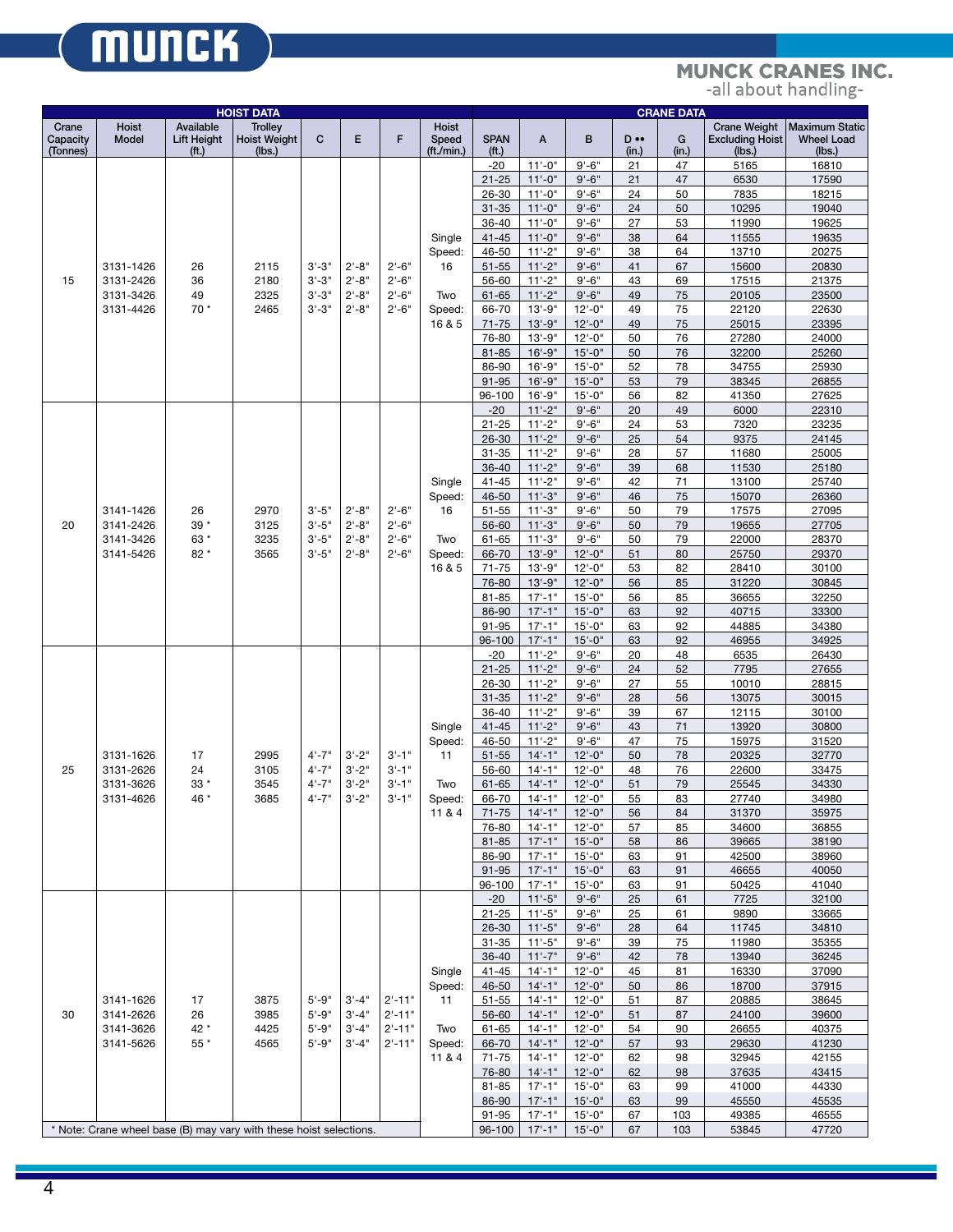| HOIST DATA | | | | | | | | CRANE DATA | | | | | | | |
|---|---|---|---|---|---|---|---|---|---|---|---|---|---|---|---|
| Crane Capacity (Tonnes) | Hoist Model | Available Lift Height (ft.) | Trolley Hoist Weight (lbs.) | C | E | F | Hoist Speed (ft./min.) | SPAN (ft.) | A | B | D •• (in.) | G (in.) | Crane Weight Excluding Hoist (lbs.) | Maximum Static Wheel Load (lbs.) |
| 15 | 3131-1426<br>3131-2426<br>3131-3426<br>3131-4426 | 26<br>36<br>49<br>70 * | 2115<br>2180<br>2325<br>2465 | 3'-3"<br>3'-3"<br>3'-3"<br>3'-3" | 2'-8"<br>2'-8"<br>2'-8"<br>2'-8" | 2'-6"<br>2'-6"<br>2'-6"<br>2'-6" | Single Speed: 16<br>Two Speed: 16 & 5 | -20 | 11'-0" | 9'-6" | 21 | 47 | 5165 | 16810 |
| | | | | | | | | 21-25 | 11'-0" | 9'-6" | 21 | 47 | 6530 | 17590 |
| | | | | | | | | 26-30 | 11'-0" | 9'-6" | 24 | 50 | 7835 | 18215 |
| | | | | | | | | 31-35 | 11'-0" | 9'-6" | 24 | 50 | 10295 | 19040 |
| | | | | | | | | 36-40 | 11'-0" | 9'-6" | 27 | 53 | 11990 | 19625 |
| | | | | | | | | 41-45 | 11'-0" | 9'-6" | 38 | 64 | 11555 | 19635 |
| | | | | | | | | 46-50 | 11'-2" | 9'-6" | 38 | 64 | 13710 | 20275 |
| | | | | | | | | 51-55 | 11'-2" | 9'-6" | 41 | 67 | 15600 | 20830 |
| | | | | | | | | 56-60 | 11'-2" | 9'-6" | 43 | 69 | 17515 | 21375 |
| | | | | | | | | 61-65 | 11'-2" | 9'-6" | 49 | 75 | 20105 | 23500 |
| | | | | | | | | 66-70 | 13'-9" | 12'-0" | 49 | 75 | 22120 | 22630 |
| | | | | | | | | 71-75 | 13'-9" | 12'-0" | 49 | 75 | 25015 | 23395 |
| | | | | | | | | 76-80 | 13'-9" | 12'-0" | 50 | 76 | 27280 | 24000 |
| | | | | | | | | 81-85 | 16'-9" | 15'-0" | 50 | 76 | 32200 | 25260 |
| | | | | | | | | 86-90 | 16'-9" | 15'-0" | 52 | 78 | 34755 | 25930 |
| | | | | | | | | 91-95 | 16'-9" | 15'-0" | 53 | 79 | 38345 | 26855 |
| | | | | | | | | 96-100 | 16'-9" | 15'-0" | 56 | 82 | 41350 | 27625 |
| 20 | 3141-1426<br>3141-2426<br>3141-3426<br>3141-5426 | 26<br>39 *<br>63 *<br>82 * | 2970<br>3125<br>3235<br>3565 | 3'-5"<br>3'-5"<br>3'-5"<br>3'-5" | 2'-8"<br>2'-8"<br>2'-8"<br>2'-8" | 2'-6"<br>2'-6"<br>2'-6"<br>2'-6" | Single Speed: 16<br>Two Speed: 16 & 5 | -20 | 11'-2" | 9'-6" | 20 | 49 | 6000 | 22310 |
| | | | | | | | | 21-25 | 11'-2" | 9'-6" | 24 | 53 | 7320 | 23235 |
| | | | | | | | | 26-30 | 11'-2" | 9'-6" | 25 | 54 | 9375 | 24145 |
| | | | | | | | | 31-35 | 11'-2" | 9'-6" | 28 | 57 | 11680 | 25005 |
| | | | | | | | | 36-40 | 11'-2" | 9'-6" | 39 | 68 | 11530 | 25180 |
| | | | | | | | | 41-45 | 11'-2" | 9'-6" | 42 | 71 | 13100 | 25740 |
| | | | | | | | | 46-50 | 11'-3" | 9'-6" | 46 | 75 | 15070 | 26360 |
| | | | | | | | | 51-55 | 11'-3" | 9'-6" | 50 | 79 | 17575 | 27095 |
| | | | | | | | | 56-60 | 11'-3" | 9'-6" | 50 | 79 | 19655 | 27705 |
| | | | | | | | | 61-65 | 11'-3" | 9'-6" | 50 | 79 | 22000 | 28370 |
| | | | | | | | | 66-70 | 13'-9" | 12'-0" | 51 | 80 | 25750 | 29370 |
| | | | | | | | | 71-75 | 13'-9" | 12'-0" | 53 | 82 | 28410 | 30100 |
| | | | | | | | | 76-80 | 13'-9" | 12'-0" | 56 | 85 | 31220 | 30845 |
| | | | | | | | | 81-85 | 17'-1" | 15'-0" | 56 | 85 | 36655 | 32250 |
| | | | | | | | | 86-90 | 17'-1" | 15'-0" | 63 | 92 | 40715 | 33300 |
| | | | | | | | | 91-95 | 17'-1" | 15'-0" | 63 | 92 | 44885 | 34380 |
| | | | | | | | | 96-100 | 17'-1" | 15'-0" | 63 | 92 | 46955 | 34925 |
| 25 | 3131-1626<br>3131-2626<br>3131-3626<br>3131-4626 | 17<br>24<br>33 *<br>46 * | 2995<br>3105<br>3545<br>3685 | 4'-7"<br>4'-7"<br>4'-7"<br>4'-7" | 3'-2"<br>3'-2"<br>3'-2"<br>3'-2" | 3'-1"<br>3'-1"<br>3'-1"<br>3'-1" | Single Speed: 11<br>Two Speed: 11 & 4 | -20 | 11'-2" | 9'-6" | 20 | 48 | 6535 | 26430 |
| | | | | | | | | 21-25 | 11'-2" | 9'-6" | 24 | 52 | 7795 | 27655 |
| | | | | | | | | 26-30 | 11'-2" | 9'-6" | 27 | 55 | 10010 | 28815 |
| | | | | | | | | 31-35 | 11'-2" | 9'-6" | 28 | 56 | 13075 | 30015 |
| | | | | | | | | 36-40 | 11'-2" | 9'-6" | 39 | 67 | 12115 | 30100 |
| | | | | | | | | 41-45 | 11'-2" | 9'-6" | 43 | 71 | 13920 | 30800 |
| | | | | | | | | 46-50 | 11'-2" | 9'-6" | 47 | 75 | 15975 | 31520 |
| | | | | | | | | 51-55 | 14'-1" | 12'-0" | 50 | 78 | 20325 | 32770 |
| | | | | | | | | 56-60 | 14'-1" | 12'-0" | 48 | 76 | 22600 | 33475 |
| | | | | | | | | 61-65 | 14'-1" | 12'-0" | 51 | 79 | 25545 | 34330 |
| | | | | | | | | 66-70 | 14'-1" | 12'-0" | 55 | 83 | 27740 | 34980 |
| | | | | | | | | 71-75 | 14'-1" | 12'-0" | 56 | 84 | 31370 | 35975 |
| | | | | | | | | 76-80 | 14'-1" | 12'-0" | 57 | 85 | 34600 | 36855 |
| | | | | | | | | 81-85 | 17'-1" | 15'-0" | 58 | 86 | 39665 | 38190 |
| | | | | | | | | 86-90 | 17'-1" | 15'-0" | 63 | 91 | 42500 | 38960 |
| | | | | | | | | 91-95 | 17'-1" | 15'-0" | 63 | 91 | 46655 | 40050 |
| | | | | | | | | 96-100 | 17'-1" | 15'-0" | 63 | 91 | 50425 | 41040 |
| 30 | 3141-1626<br>3141-2626<br>3141-3626<br>3141-5626 | 17<br>26<br>42 *<br>55 * | 3875<br>3985<br>4425<br>4565 | 5'-9"<br>5'-9"<br>5'-9"<br>5'-9" | 3'-4"<br>3'-4"<br>3'-4"<br>3'-4" | 2'-11"<br>2'-11"<br>2'-11"<br>2'-11" | Single Speed: 11<br>Two Speed: 11 & 4 | -20 | 11'-5" | 9'-6" | 25 | 61 | 7725 | 32100 |
| | | | | | | | | 21-25 | 11'-5" | 9'-6" | 25 | 61 | 9890 | 33665 |
| | | | | | | | | 26-30 | 11'-5" | 9'-6" | 28 | 64 | 11745 | 34810 |
| | | | | | | | | 31-35 | 11'-5" | 9'-6" | 39 | 75 | 11980 | 35355 |
| | | | | | | | | 36-40 | 11'-7" | 9'-6" | 42 | 78 | 13940 | 36245 |
| | | | | | | | | 41-45 | 14'-1" | 12'-0" | 45 | 81 | 16330 | 37090 |
| | | | | | | | | 46-50 | 14'-1" | 12'-0" | 50 | 86 | 18700 | 37915 |
| | | | | | | | | 51-55 | 14'-1" | 12'-0" | 51 | 87 | 20885 | 38645 |
| | | | | | | | | 56-60 | 14'-1" | 12'-0" | 51 | 87 | 24100 | 39600 |
| | | | | | | | | 61-65 | 14'-1" | 12'-0" | 54 | 90 | 26655 | 40375 |
| | | | | | | | | 66-70 | 14'-1" | 12'-0" | 57 | 93 | 29630 | 41230 |
| | | | | | | | | 71-75 | 14'-1" | 12'-0" | 62 | 98 | 32945 | 42155 |
| | | | | | | | | 76-80 | 14'-1" | 12'-0" | 62 | 98 | 37635 | 43415 |
| | | | | | | | | 81-85 | 17'-1" | 15'-0" | 63 | 99 | 41000 | 44330 |
| | | | | | | | | 86-90 | 17'-1" | 15'-0" | 63 | 99 | 45550 | 45535 |
| | | | | | | | | 91-95 | 17'-1" | 15'-0" | 67 | 103 | 49385 | 46555 |
| | | | | | | | | 96-100 | 17'-1" | 15'-0" | 67 | 103 | 53845 | 47720 |

* Note: Crane wheel base (B) may vary with these hoist selections.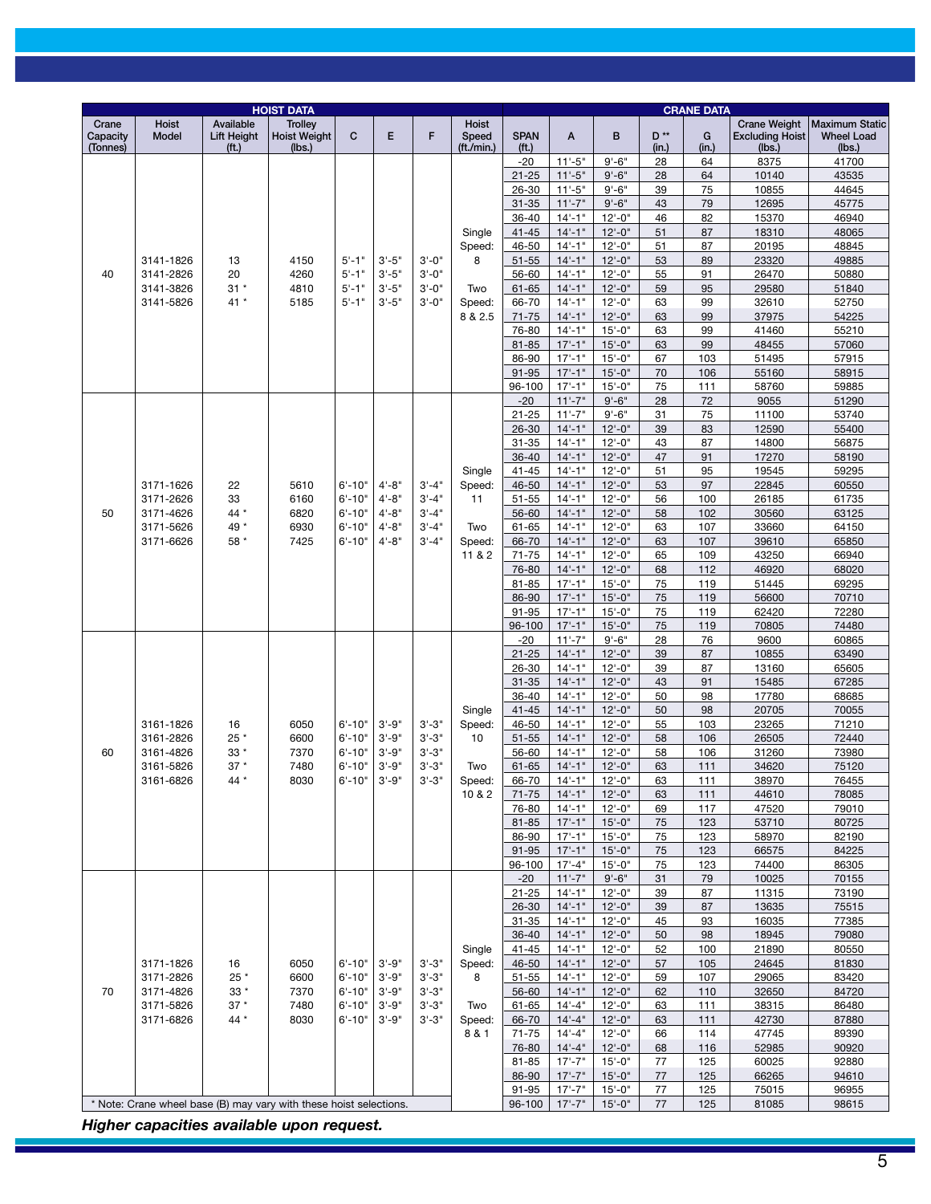| HOIST DATA | | | | | | | | CRANE DATA | | | | | | |
|---|---|---|---|---|---|---|---|---|---|---|---|---|---|---|
| Crane Capacity (Tonnes) | Hoist Model | Available Lift Height (ft.) | Trolley Hoist Weight (lbs.) | C | E | F | Hoist Speed (ft./min.) | SPAN (ft.) | A | B | D ** (in.) | G (in.) | Crane Weight Excluding Hoist (lbs.) | Maximum Static Wheel Load (lbs.) |
| 40 | 3141-1826<br>3141-2826<br>3141-3826<br>3141-5826 | 13<br>20<br>31 *<br>41 * | 4150<br>4260<br>4810<br>5185 | 5'-1"<br>5'-1"<br>5'-1"<br>5'-1" | 3'-5"<br>3'-5"<br>3'-5"<br>3'-5" | 3'-0"<br>3'-0"<br>3'-0"<br>3'-0" | Single Speed: 8<br>Two Speed: 8 & 2.5 | -20 | 11'-5" | 9'-6" | 28 | 64 | 8375 | 41700 |
| | | | | | | | | 21-25 | 11'-5" | 9'-6" | 28 | 64 | 10140 | 43535 |
| | | | | | | | | 26-30 | 11'-5" | 9'-6" | 39 | 75 | 10855 | 44645 |
| | | | | | | | | 31-35 | 11'-7" | 9'-6" | 43 | 79 | 12695 | 45775 |
| | | | | | | | | 36-40 | 14'-1" | 12'-0" | 46 | 82 | 15370 | 46940 |
| | | | | | | | | 41-45 | 14'-1" | 12'-0" | 51 | 87 | 18310 | 48065 |
| | | | | | | | | 46-50 | 14'-1" | 12'-0" | 51 | 87 | 20195 | 48845 |
| | | | | | | | | 51-55 | 14'-1" | 12'-0" | 53 | 89 | 23320 | 49885 |
| | | | | | | | | 56-60 | 14'-1" | 12'-0" | 55 | 91 | 26470 | 50880 |
| | | | | | | | | 61-65 | 14'-1" | 12'-0" | 59 | 95 | 29580 | 51840 |
| | | | | | | | | 66-70 | 14'-1" | 12'-0" | 63 | 99 | 32610 | 52750 |
| | | | | | | | | 71-75 | 14'-1" | 12'-0" | 63 | 99 | 37975 | 54225 |
| | | | | | | | | 76-80 | 14'-1" | 15'-0" | 63 | 99 | 41460 | 55210 |
| | | | | | | | | 81-85 | 17'-1" | 15'-0" | 63 | 99 | 48455 | 57060 |
| | | | | | | | | 86-90 | 17'-1" | 15'-0" | 67 | 103 | 51495 | 57915 |
| | | | | | | | | 91-95 | 17'-1" | 15'-0" | 70 | 106 | 55160 | 58915 |
| | | | | | | | | 96-100 | 17'-1" | 15'-0" | 75 | 111 | 58760 | 59885 |
| 50 | 3171-1626<br>3171-2626<br>3171-4626<br>3171-5626<br>3171-6626 | 22<br>33<br>44 *<br>49 *<br>58 * | 5610<br>6160<br>6820<br>6930<br>7425 | 6'-10"<br>6'-10"<br>6'-10"<br>6'-10"<br>6'-10" | 4'-8"<br>4'-8"<br>4'-8"<br>4'-8"<br>4'-8" | 3'-4"<br>3'-4"<br>3'-4"<br>3'-4"<br>3'-4" | Single Speed: 11<br>Two Speed: 11 & 2 | -20 | 11'-7" | 9'-6" | 28 | 72 | 9055 | 51290 |
| | | | | | | | | 21-25 | 11'-7" | 9'-6" | 31 | 75 | 11100 | 53740 |
| | | | | | | | | 26-30 | 14'-1" | 12'-0" | 39 | 83 | 12590 | 55400 |
| | | | | | | | | 31-35 | 14'-1" | 12'-0" | 43 | 87 | 14800 | 56875 |
| | | | | | | | | 36-40 | 14'-1" | 12'-0" | 47 | 91 | 17270 | 58190 |
| | | | | | | | | 41-45 | 14'-1" | 12'-0" | 51 | 95 | 19545 | 59295 |
| | | | | | | | | 46-50 | 14'-1" | 12'-0" | 53 | 97 | 22845 | 60550 |
| | | | | | | | | 51-55 | 14'-1" | 12'-0" | 56 | 100 | 26185 | 61735 |
| | | | | | | | | 56-60 | 14'-1" | 12'-0" | 58 | 102 | 30560 | 63125 |
| | | | | | | | | 61-65 | 14'-1" | 12'-0" | 63 | 107 | 33660 | 64150 |
| | | | | | | | | 66-70 | 14'-1" | 12'-0" | 63 | 107 | 39610 | 65850 |
| | | | | | | | | 71-75 | 14'-1" | 12'-0" | 65 | 109 | 43250 | 66940 |
| | | | | | | | | 76-80 | 14'-1" | 12'-0" | 68 | 112 | 46920 | 68020 |
| | | | | | | | | 81-85 | 17'-1" | 15'-0" | 75 | 119 | 51445 | 69295 |
| | | | | | | | | 86-90 | 17'-1" | 15'-0" | 75 | 119 | 56600 | 70710 |
| | | | | | | | | 91-95 | 17'-1" | 15'-0" | 75 | 119 | 62420 | 72280 |
| | | | | | | | | 96-100 | 17'-1" | 15'-0" | 75 | 119 | 70805 | 74480 |
| 60 | 3161-1826<br>3161-2826<br>3161-4826<br>3161-5826<br>3161-6826 | 16<br>25 *<br>33 *<br>37 *<br>44 * | 6050<br>6600<br>7370<br>7480<br>8030 | 6'-10"<br>6'-10"<br>6'-10"<br>6'-10"<br>6'-10" | 3'-9"<br>3'-9"<br>3'-9"<br>3'-9"<br>3'-9" | 3'-3"<br>3'-3"<br>3'-3"<br>3'-3"<br>3'-3" | Single Speed: 10<br>Two Speed: 10 & 2 | -20 | 11'-7" | 9'-6" | 28 | 76 | 9600 | 60865 |
| | | | | | | | | 21-25 | 14'-1" | 12'-0" | 39 | 87 | 10855 | 63490 |
| | | | | | | | | 26-30 | 14'-1" | 12'-0" | 39 | 87 | 13160 | 65605 |
| | | | | | | | | 31-35 | 14'-1" | 12'-0" | 43 | 91 | 15485 | 67285 |
| | | | | | | | | 36-40 | 14'-1" | 12'-0" | 50 | 98 | 17780 | 68685 |
| | | | | | | | | 41-45 | 14'-1" | 12'-0" | 50 | 98 | 20705 | 70055 |
| | | | | | | | | 46-50 | 14'-1" | 12'-0" | 55 | 103 | 23265 | 71210 |
| | | | | | | | | 51-55 | 14'-1" | 12'-0" | 58 | 106 | 26505 | 72440 |
| | | | | | | | | 56-60 | 14'-1" | 12'-0" | 58 | 106 | 31260 | 73980 |
| | | | | | | | | 61-65 | 14'-1" | 12'-0" | 63 | 111 | 34620 | 75120 |
| | | | | | | | | 66-70 | 14'-1" | 12'-0" | 63 | 111 | 38970 | 76455 |
| | | | | | | | | 71-75 | 14'-1" | 12'-0" | 63 | 111 | 44610 | 78085 |
| | | | | | | | | 76-80 | 14'-1" | 12'-0" | 69 | 117 | 47520 | 79010 |
| | | | | | | | | 81-85 | 17'-1" | 15'-0" | 75 | 123 | 53710 | 80725 |
| | | | | | | | | 86-90 | 17'-1" | 15'-0" | 75 | 123 | 58970 | 82190 |
| | | | | | | | | 91-95 | 17'-1" | 15'-0" | 75 | 123 | 66575 | 84225 |
| | | | | | | | | 96-100 | 17'-4" | 15'-0" | 75 | 123 | 74400 | 86305 |
| 70 | 3171-1826<br>3171-2826<br>3171-4826<br>3171-5826<br>3171-6826 | 16<br>25 *<br>33 *<br>37 *<br>44 * | 6050<br>6600<br>7370<br>7480<br>8030 | 6'-10"<br>6'-10"<br>6'-10"<br>6'-10"<br>6'-10" | 3'-9"<br>3'-9"<br>3'-9"<br>3'-9"<br>3'-9" | 3'-3"<br>3'-3"<br>3'-3"<br>3'-3"<br>3'-3" | Single Speed: 8<br>Two Speed: 8 & 1 | -20 | 11'-7" | 9'-6" | 31 | 79 | 10025 | 70155 |
| | | | | | | | | 21-25 | 14'-1" | 12'-0" | 39 | 87 | 11315 | 73190 |
| | | | | | | | | 26-30 | 14'-1" | 12'-0" | 39 | 87 | 13635 | 75515 |
| | | | | | | | | 31-35 | 14'-1" | 12'-0" | 45 | 93 | 16035 | 77385 |
| | | | | | | | | 36-40 | 14'-1" | 12'-0" | 50 | 98 | 18945 | 79080 |
| | | | | | | | | 41-45 | 14'-1" | 12'-0" | 52 | 100 | 21890 | 80550 |
| | | | | | | | | 46-50 | 14'-1" | 12'-0" | 57 | 105 | 24645 | 81830 |
| | | | | | | | | 51-55 | 14'-1" | 12'-0" | 59 | 107 | 29065 | 83420 |
| | | | | | | | | 56-60 | 14'-1" | 12'-0" | 62 | 110 | 32650 | 84720 |
| | | | | | | | | 61-65 | 14'-4" | 12'-0" | 63 | 111 | 38315 | 86480 |
| | | | | | | | | 66-70 | 14'-4" | 12'-0" | 63 | 111 | 42730 | 87880 |
| | | | | | | | | 71-75 | 14'-4" | 12'-0" | 66 | 114 | 47745 | 89390 |
| | | | | | | | | 76-80 | 14'-4" | 12'-0" | 68 | 116 | 52985 | 90920 |
| | | | | | | | | 81-85 | 17'-7" | 15'-0" | 77 | 125 | 60025 | 92880 |
| | | | | | | | | 86-90 | 17'-7" | 15'-0" | 77 | 125 | 66265 | 94610 |
| | | | | | | | | 91-95 | 17'-7" | 15'-0" | 77 | 125 | 75015 | 96955 |
| | | | | | | | | 96-100 | 17'-7" | 15'-0" | 77 | 125 | 81085 | 98615 |

\* Note: Crane wheel base (B) may vary with these hoist selections.

***Higher capacities available upon request.***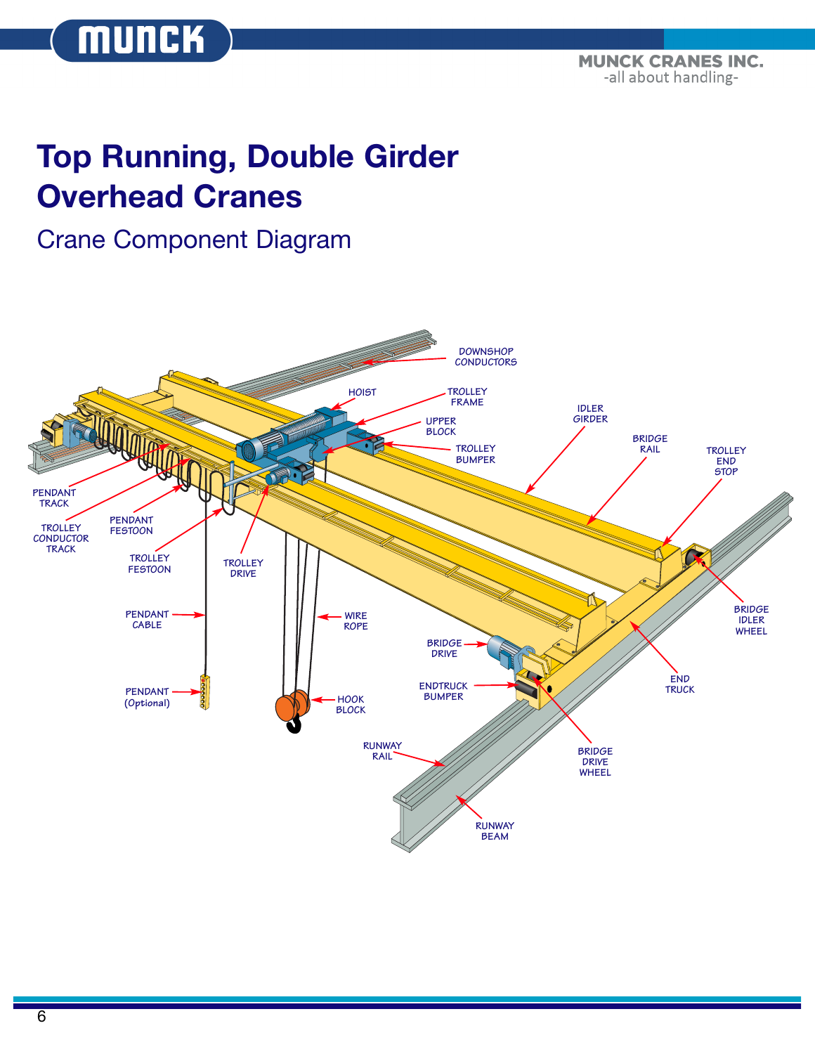# Top Running, Double Girder Overhead Cranes

## Crane Component Diagram

DOWNSHOP CONDUCTORS

HOIST

TROLLEY FRAME

UPPER BLOCK

TROLLEY BUMPER

IDLER GIRDER

BRIDGE RAIL

TROLLEY END STOP

PENDANT TRACK

TROLLEY CONDUCTOR TRACK

PENDANT FESTOON

TROLLEY FESTOON

TROLLEY DRIVE

PENDANT CABLE

WIRE ROPE

BRIDGE DRIVE

BRIDGE IDLER WHEEL

END TRUCK

ENDTRUCK BUMPER

PENDANT (Optional)

HOOK BLOCK

RUNWAY RAIL

BRIDGE DRIVE WHEEL

RUNWAY BEAM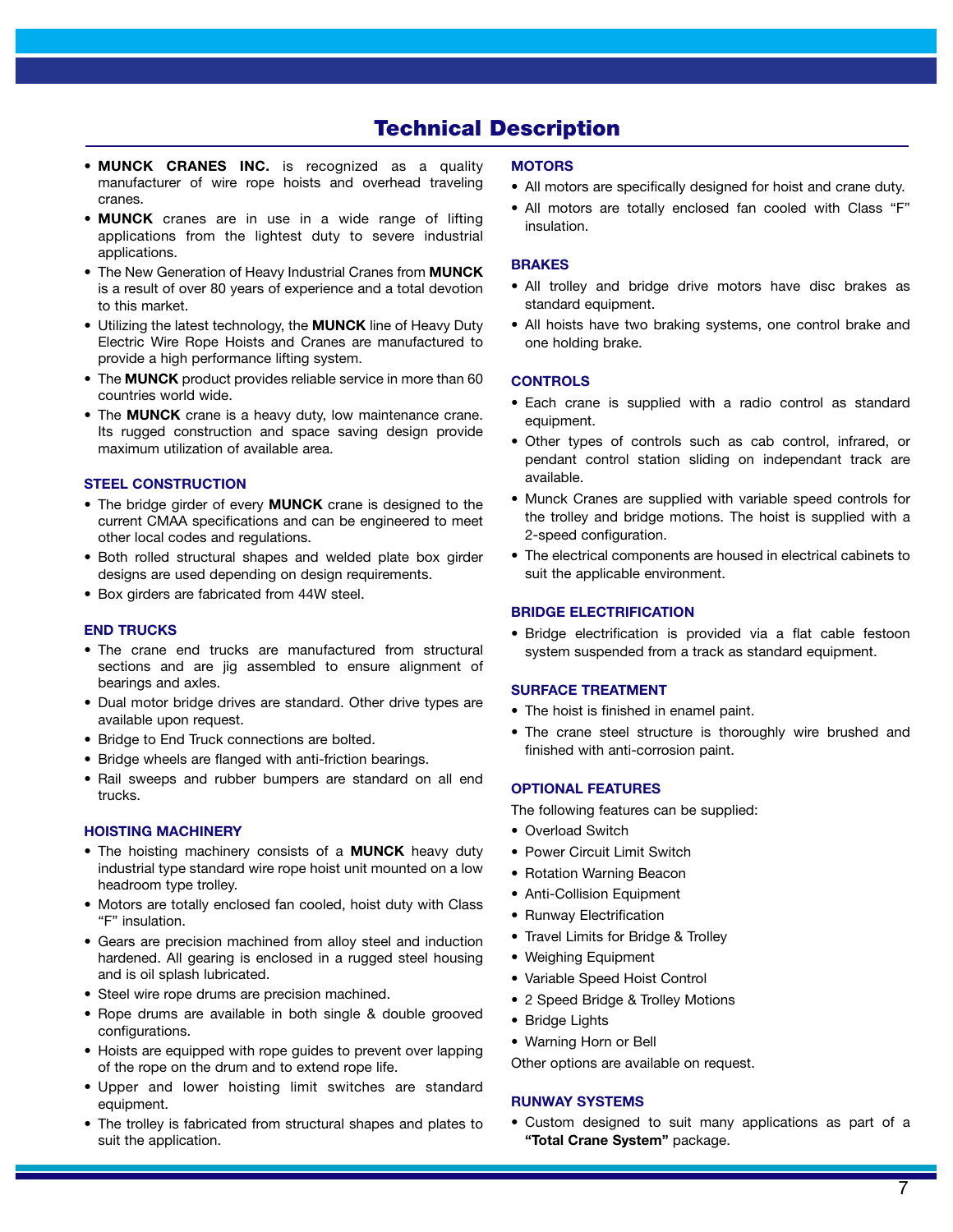# Technical Description

- **MUNCK CRANES INC.** is recognized as a quality manufacturer of wire rope hoists and overhead traveling cranes.
- **MUNCK** cranes are in use in a wide range of lifting applications from the lightest duty to severe industrial applications.
- The New Generation of Heavy Industrial Cranes from **MUNCK** is a result of over 80 years of experience and a total devotion to this market.
- Utilizing the latest technology, the **MUNCK** line of Heavy Duty Electric Wire Rope Hoists and Cranes are manufactured to provide a high performance lifting system.
- The **MUNCK** product provides reliable service in more than 60 countries world wide.
- The **MUNCK** crane is a heavy duty, low maintenance crane. Its rugged construction and space saving design provide maximum utilization of available area.

## STEEL CONSTRUCTION

- The bridge girder of every **MUNCK** crane is designed to the current CMAA specifications and can be engineered to meet other local codes and regulations.
- Both rolled structural shapes and welded plate box girder designs are used depending on design requirements.
- Box girders are fabricated from 44W steel.

## END TRUCKS

- The crane end trucks are manufactured from structural sections and are jig assembled to ensure alignment of bearings and axles.
- Dual motor bridge drives are standard. Other drive types are available upon request.
- Bridge to End Truck connections are bolted.
- Bridge wheels are flanged with anti-friction bearings.
- Rail sweeps and rubber bumpers are standard on all end trucks.

## HOISTING MACHINERY

- The hoisting machinery consists of a **MUNCK** heavy duty industrial type standard wire rope hoist unit mounted on a low headroom type trolley.
- Motors are totally enclosed fan cooled, hoist duty with Class "F" insulation.
- Gears are precision machined from alloy steel and induction hardened. All gearing is enclosed in a rugged steel housing and is oil splash lubricated.
- Steel wire rope drums are precision machined.
- Rope drums are available in both single & double grooved configurations.
- Hoists are equipped with rope guides to prevent over lapping of the rope on the drum and to extend rope life.
- Upper and lower hoisting limit switches are standard equipment.
- The trolley is fabricated from structural shapes and plates to suit the application.

## MOTORS

- All motors are specifically designed for hoist and crane duty.
- All motors are totally enclosed fan cooled with Class "F" insulation.

## BRAKES

- All trolley and bridge drive motors have disc brakes as standard equipment.
- All hoists have two braking systems, one control brake and one holding brake.

## CONTROLS

- Each crane is supplied with a radio control as standard equipment.
- Other types of controls such as cab control, infrared, or pendant control station sliding on independant track are available.
- Munck Cranes are supplied with variable speed controls for the trolley and bridge motions. The hoist is supplied with a 2-speed configuration.
- The electrical components are housed in electrical cabinets to suit the applicable environment.

## BRIDGE ELECTRIFICATION

- Bridge electrification is provided via a flat cable festoon system suspended from a track as standard equipment.

## SURFACE TREATMENT

- The hoist is finished in enamel paint.
- The crane steel structure is thoroughly wire brushed and finished with anti-corrosion paint.

## OPTIONAL FEATURES

The following features can be supplied:

- Overload Switch
- Power Circuit Limit Switch
- Rotation Warning Beacon
- Anti-Collision Equipment
- Runway Electrification
- Travel Limits for Bridge & Trolley
- Weighing Equipment
- Variable Speed Hoist Control
- 2 Speed Bridge & Trolley Motions
- Bridge Lights
- Warning Horn or Bell

Other options are available on request.

## RUNWAY SYSTEMS

- Custom designed to suit many applications as part of a **"Total Crane System"** package.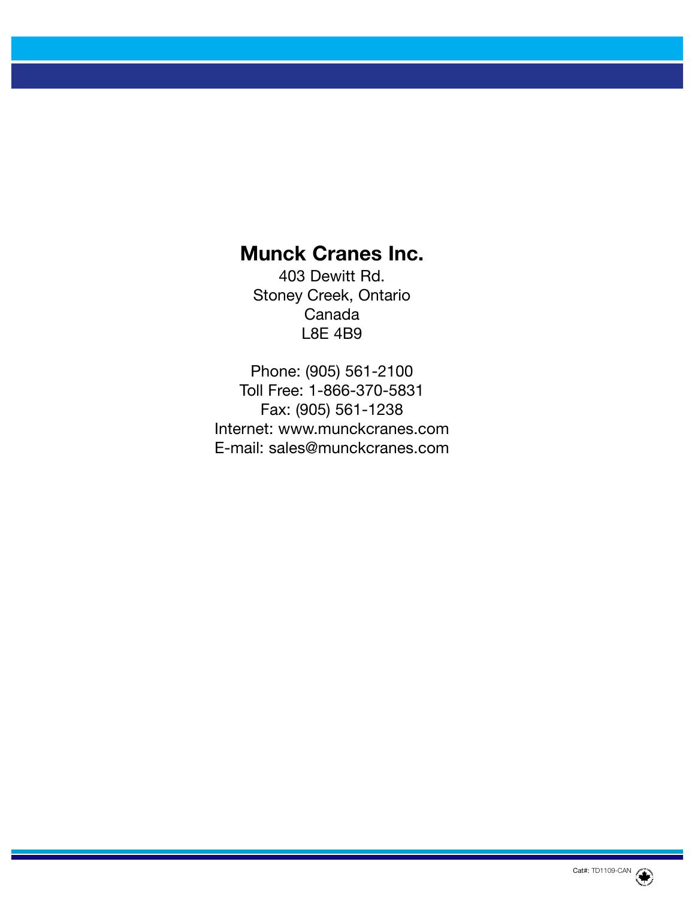**Munck Cranes Inc.**

403 Dewitt Rd.
Stoney Creek, Ontario
Canada
L8E 4B9

Phone: (905) 561-2100
Toll Free: 1-866-370-5831
Fax: (905) 561-1238
Internet: www.munckcranes.com
E-mail: sales@munckcranes.com

Cat#: TD1109-CAN